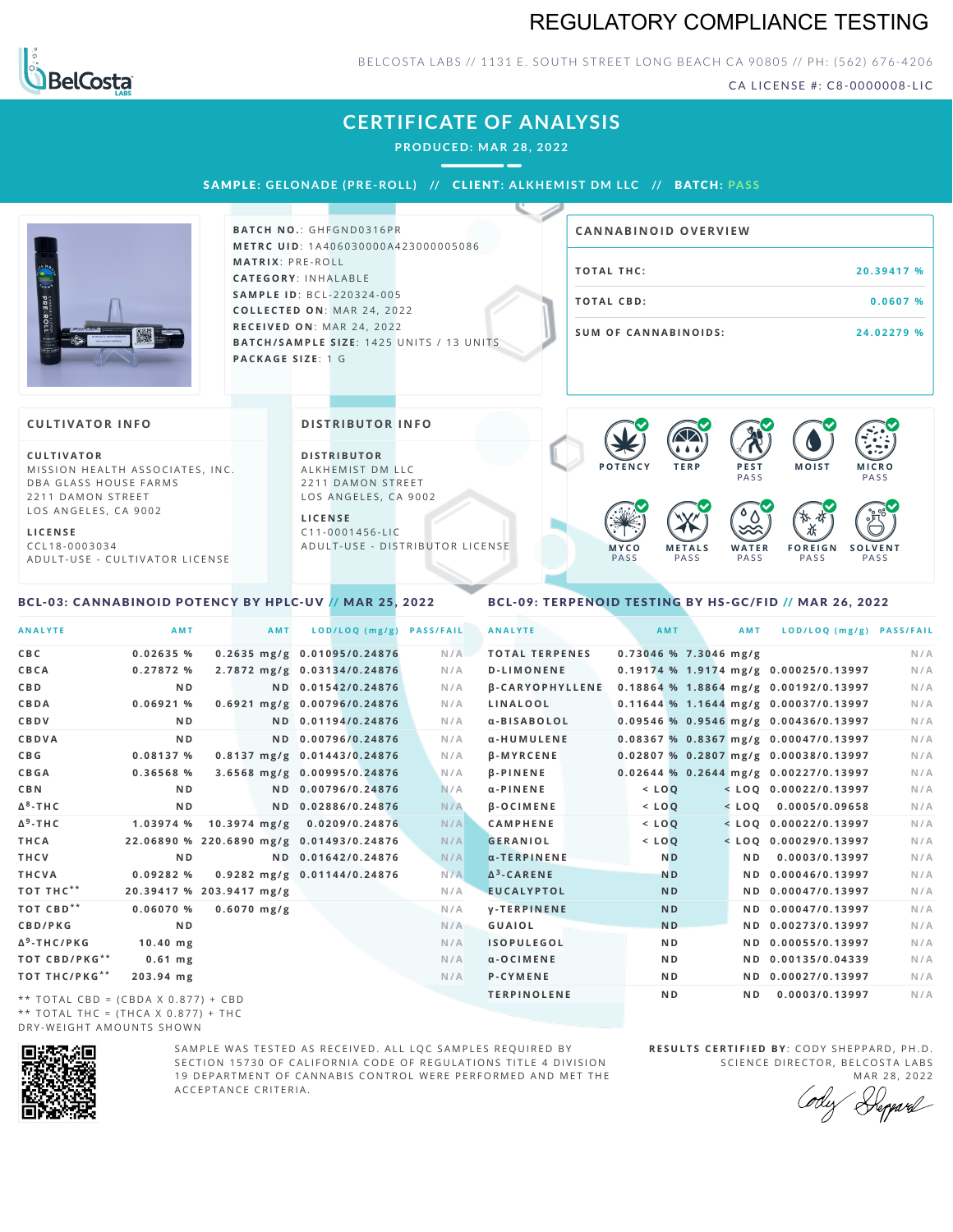# REGULATORY COMPLIANCE TESTING

BELCOSTA LABS // 1131 E. SOUTH STREET LONG BEACH CA 90805 // PH: (562) 676-4206

CA LICENSE #: C8-0000008-LIC

## CERTIFICATE OF ANALYSIS

**PRODUCED: MAR 28, 2022**

**SAMPLE:** GELONADE (PRE-ROLL) // **CLIENT:** ALKHEMIST DM LLC // **BATCH:** PASS

**BATCH NO.**: GHFGND0316PR
**METRC UID**: 1A406030000A423000005086
**MATRIX**: PRE-ROLL
**CATEGORY**: INHALABLE
**SAMPLE ID**: BCL-220324-005
**COLLECTED ON**: MAR 24, 2022
**RECEIVED ON**: MAR 24, 2022
**BATCH/SAMPLE SIZE**: 1425 UNITS / 13 UNITS
**PACKAGE SIZE**: 1 G

### CANNABINOID OVERVIEW

| | |
|---|---|
| TOTAL THC: | 20.39417 % |
| TOTAL CBD: | 0.0607 % |
| SUM OF CANNABINOIDS: | 24.02279 % |

### CULTIVATOR INFO

**CULTIVATOR**
MISSION HEALTH ASSOCIATES, INC.
DBA GLASS HOUSE FARMS
2211 DAMON STREET
LOS ANGELES, CA 9002

**LICENSE**
CCL18-0003034
ADULT-USE - CULTIVATOR LICENSE

### DISTRIBUTOR INFO

**DISTRIBUTOR**
ALKHEMIST DM LLC
2211 DAMON STREET
LOS ANGELES, CA 9002

**LICENSE**
C11-0001456-LIC
ADULT-USE - DISTRIBUTOR LICENSE

POTENCY | TERP | PEST PASS | MOIST | MICRO PASS | MYCO PASS | METALS PASS | WATER PASS | FOREIGN PASS | SOLVENT PASS

### BCL-03: CANNABINOID POTENCY BY HPLC-UV // MAR 25, 2022

| ANALYTE | AMT | AMT | LOD/LOQ (mg/g) | PASS/FAIL |
|---|---|---|---|---|
| CBC | 0.02635 % | 0.2635 mg/g | 0.01095/0.24876 | N/A |
| CBCA | 0.27872 % | 2.7872 mg/g | 0.03134/0.24876 | N/A |
| CBD | ND | ND | 0.01542/0.24876 | N/A |
| CBDA | 0.06921 % | 0.6921 mg/g | 0.00796/0.24876 | N/A |
| CBDV | ND | ND | 0.01194/0.24876 | N/A |
| CBDVA | ND | ND | 0.00796/0.24876 | N/A |
| CBG | 0.08137 % | 0.8137 mg/g | 0.01443/0.24876 | N/A |
| CBGA | 0.36568 % | 3.6568 mg/g | 0.00995/0.24876 | N/A |
| CBN | ND | ND | 0.00796/0.24876 | N/A |
| $\Delta^8$-THC | ND | ND | 0.02886/0.24876 | N/A |
| $\Delta^9$-THC | 1.03974 % | 10.3974 mg/g | 0.0209/0.24876 | N/A |
| THCA | 22.06890 % | 220.6890 mg/g | 0.01493/0.24876 | N/A |
| THCV | ND | ND | 0.01642/0.24876 | N/A |
| THCVA | 0.09282 % | 0.9282 mg/g | 0.01144/0.24876 | N/A |
| TOT THC** | 20.39417 % | 203.9417 mg/g | | N/A |
| TOT CBD** | 0.06070 % | 0.6070 mg/g | | N/A |
| CBD/PKG | ND | | | N/A |
| $\Delta^9$-THC/PKG | 10.40 mg | | | N/A |
| TOT CBD/PKG** | 0.61 mg | | | N/A |
| TOT THC/PKG** | 203.94 mg | | | N/A |

** TOTAL CBD = (CBDA X 0.877) + CBD
** TOTAL THC = (THCA X 0.877) + THC
DRY-WEIGHT AMOUNTS SHOWN

### BCL-09: TERPENOID TESTING BY HS-GC/FID // MAR 26, 2022

| ANALYTE | AMT | AMT | LOD/LOQ (mg/g) | PASS/FAIL |
|---|---|---|---|---|
| TOTAL TERPENES | 0.73046 % | 7.3046 mg/g | | N/A |
| D-LIMONENE | 0.19174 % | 1.9174 mg/g | 0.00025/0.13997 | N/A |
| β-CARYOPHYLLENE | 0.18864 % | 1.8864 mg/g | 0.00192/0.13997 | N/A |
| LINALOOL | 0.11644 % | 1.1644 mg/g | 0.00037/0.13997 | N/A |
| α-BISABOLOL | 0.09546 % | 0.9546 mg/g | 0.00436/0.13997 | N/A |
| α-HUMULENE | 0.08367 % | 0.8367 mg/g | 0.00047/0.13997 | N/A |
| β-MYRCENE | 0.02807 % | 0.2807 mg/g | 0.00038/0.13997 | N/A |
| β-PINENE | 0.02644 % | 0.2644 mg/g | 0.00227/0.13997 | N/A |
| α-PINENE | < LOQ | < LOQ | 0.00022/0.13997 | N/A |
| β-OCIMENE | < LOQ | < LOQ | 0.0005/0.09658 | N/A |
| CAMPHENE | < LOQ | < LOQ | 0.00022/0.13997 | N/A |
| GERANIOL | < LOQ | < LOQ | 0.00029/0.13997 | N/A |
| α-TERPINENE | ND | ND | 0.0003/0.13997 | N/A |
| $\Delta^3$-CARENE | ND | ND | 0.00046/0.13997 | N/A |
| EUCALYPTOL | ND | ND | 0.00047/0.13997 | N/A |
| γ-TERPINENE | ND | ND | 0.00047/0.13997 | N/A |
| GUAIOL | ND | ND | 0.00273/0.13997 | N/A |
| ISOPULEGOL | ND | ND | 0.00055/0.13997 | N/A |
| α-OCIMENE | ND | ND | 0.00135/0.04339 | N/A |
| P-CYMENE | ND | ND | 0.00027/0.13997 | N/A |
| TERPINOLENE | ND | ND | 0.0003/0.13997 | N/A |

SAMPLE WAS TESTED AS RECEIVED. ALL LQC SAMPLES REQUIRED BY SECTION 15730 OF CALIFORNIA CODE OF REGULATIONS TITLE 4 DIVISION 19 DEPARTMENT OF CANNABIS CONTROL WERE PERFORMED AND MET THE ACCEPTANCE CRITERIA.

**RESULTS CERTIFIED BY**: CODY SHEPPARD, PH.D.
SCIENCE DIRECTOR, BELCOSTA LABS
MAR 28, 2022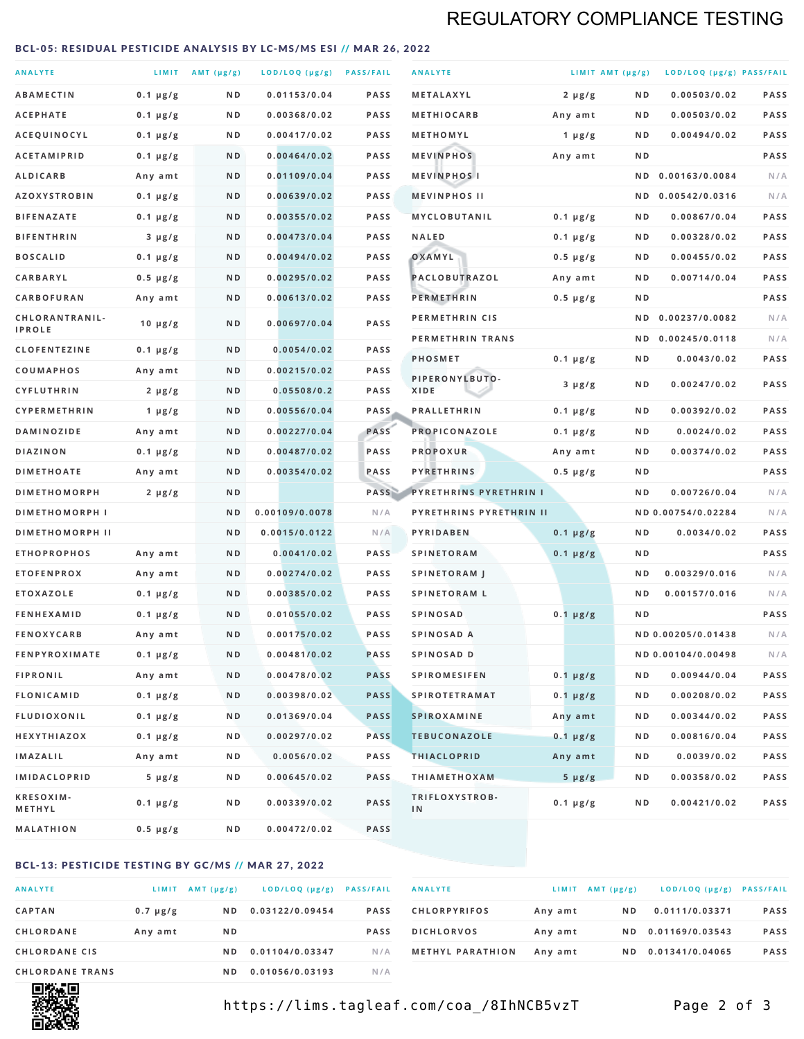# REGULATORY COMPLIANCE TESTING

## BCL-05: RESIDUAL PESTICIDE ANALYSIS BY LC-MS/MS ESI // MAR 26, 2022

| ANALYTE | LIMIT | AMT (μg/g) | LOD/LOQ (μg/g) | PASS/FAIL |
|---|---|---|---|---|
| ABAMECTIN | 0.1 μg/g | ND | 0.01153/0.04 | PASS |
| ACEPHATE | 0.1 μg/g | ND | 0.00368/0.02 | PASS |
| ACEQUINOCYL | 0.1 μg/g | ND | 0.00417/0.02 | PASS |
| ACETAMIPRID | 0.1 μg/g | ND | 0.00464/0.02 | PASS |
| ALDICARB | Any amt | ND | 0.01109/0.04 | PASS |
| AZOXYSTROBIN | 0.1 μg/g | ND | 0.00639/0.02 | PASS |
| BIFENAZATE | 0.1 μg/g | ND | 0.00355/0.02 | PASS |
| BIFENTHRIN | 3 μg/g | ND | 0.00473/0.04 | PASS |
| BOSCALID | 0.1 μg/g | ND | 0.00494/0.02 | PASS |
| CARBARYL | 0.5 μg/g | ND | 0.00295/0.02 | PASS |
| CARBOFURAN | Any amt | ND | 0.00613/0.02 | PASS |
| CHLORANTRANILIPROLE | 10 μg/g | ND | 0.00697/0.04 | PASS |
| CLOFENTEZINE | 0.1 μg/g | ND | 0.0054/0.02 | PASS |
| COUMAPHOS | Any amt | ND | 0.00215/0.02 | PASS |
| CYFLUTHRIN | 2 μg/g | ND | 0.05508/0.2 | PASS |
| CYPERMETHRIN | 1 μg/g | ND | 0.00556/0.04 | PASS |
| DAMINOZIDE | Any amt | ND | 0.00227/0.04 | PASS |
| DIAZINON | 0.1 μg/g | ND | 0.00487/0.02 | PASS |
| DIMETHOATE | Any amt | ND | 0.00354/0.02 | PASS |
| DIMETHOMORPH | 2 μg/g | ND | | PASS |
| DIMETHOMORPH I | | ND | 0.00109/0.0078 | N/A |
| DIMETHOMORPH II | | ND | 0.0015/0.0122 | N/A |
| ETHOPROPHOS | Any amt | ND | 0.0041/0.02 | PASS |
| ETOFENPROX | Any amt | ND | 0.00274/0.02 | PASS |
| ETOXAZOLE | 0.1 μg/g | ND | 0.00385/0.02 | PASS |
| FENHEXAMID | 0.1 μg/g | ND | 0.01055/0.02 | PASS |
| FENOXYCARB | Any amt | ND | 0.00175/0.02 | PASS |
| FENPYROXIMATE | 0.1 μg/g | ND | 0.00481/0.02 | PASS |
| FIPRONIL | Any amt | ND | 0.00478/0.02 | PASS |
| FLONICAMID | 0.1 μg/g | ND | 0.00398/0.02 | PASS |
| FLUDIOXONIL | 0.1 μg/g | ND | 0.01369/0.04 | PASS |
| HEXYTHIAZOX | 0.1 μg/g | ND | 0.00297/0.02 | PASS |
| IMAZALIL | Any amt | ND | 0.0056/0.02 | PASS |
| IMIDACLOPRID | 5 μg/g | ND | 0.00645/0.02 | PASS |
| KRESOXIM-METHYL | 0.1 μg/g | ND | 0.00339/0.02 | PASS |
| MALATHION | 0.5 μg/g | ND | 0.00472/0.02 | PASS |
| METALAXYL | 2 μg/g | ND | 0.00503/0.02 | PASS |
| METHIOCARB | Any amt | ND | 0.00503/0.02 | PASS |
| METHOMYL | 1 μg/g | ND | 0.00494/0.02 | PASS |
| MEVINPHOS | Any amt | ND | | PASS |
| MEVINPHOS I | | ND | 0.00163/0.0084 | N/A |
| MEVINPHOS II | | ND | 0.00542/0.0316 | N/A |
| MYCLOBUTANIL | 0.1 μg/g | ND | 0.00867/0.04 | PASS |
| NALED | 0.1 μg/g | ND | 0.00328/0.02 | PASS |
| OXAMYL | 0.5 μg/g | ND | 0.00455/0.02 | PASS |
| PACLOBUTRAZOL | Any amt | ND | 0.00714/0.04 | PASS |
| PERMETHRIN | 0.5 μg/g | ND | | PASS |
| PERMETHRIN CIS | | ND | 0.00237/0.0082 | N/A |
| PERMETHRIN TRANS | | ND | 0.00245/0.0118 | N/A |
| PHOSMET | 0.1 μg/g | ND | 0.0043/0.02 | PASS |
| PIPERONYLBUTOXIDE | 3 μg/g | ND | 0.00247/0.02 | PASS |
| PRALLETHRIN | 0.1 μg/g | ND | 0.00392/0.02 | PASS |
| PROPICONAZOLE | 0.1 μg/g | ND | 0.0024/0.02 | PASS |
| PROPOXUR | Any amt | ND | 0.00374/0.02 | PASS |
| PYRETHRINS | 0.5 μg/g | ND | | PASS |
| PYRETHRINS PYRETHRIN I | | ND | 0.00726/0.04 | N/A |
| PYRETHRINS PYRETHRIN II | | ND | 0.00754/0.02284 | N/A |
| PYRIDABEN | 0.1 μg/g | ND | 0.0034/0.02 | PASS |
| SPINETORAM | 0.1 μg/g | ND | | PASS |
| SPINETORAM J | | ND | 0.00329/0.016 | N/A |
| SPINETORAM L | | ND | 0.00157/0.016 | N/A |
| SPINOSAD | 0.1 μg/g | ND | | PASS |
| SPINOSAD A | | ND | 0.00205/0.01438 | N/A |
| SPINOSAD D | | ND | 0.00104/0.00498 | N/A |
| SPIROMESIFEN | 0.1 μg/g | ND | 0.00944/0.04 | PASS |
| SPIROTETRAMAT | 0.1 μg/g | ND | 0.00208/0.02 | PASS |
| SPIROXAMINE | Any amt | ND | 0.00344/0.02 | PASS |
| TEBUCONAZOLE | 0.1 μg/g | ND | 0.00816/0.04 | PASS |
| THIACLOPRID | Any amt | ND | 0.0039/0.02 | PASS |
| THIAMETHOXAM | 5 μg/g | ND | 0.00358/0.02 | PASS |
| TRIFLOXYSTROBIN | 0.1 μg/g | ND | 0.00421/0.02 | PASS |

## BCL-13: PESTICIDE TESTING BY GC/MS // MAR 27, 2022

| ANALYTE | LIMIT | AMT (μg/g) | LOD/LOQ (μg/g) | PASS/FAIL |
|---|---|---|---|---|
| CAPTAN | 0.7 μg/g | ND | 0.03122/0.09454 | PASS |
| CHLORDANE | Any amt | ND | | PASS |
| CHLORDANE CIS | | ND | 0.01104/0.03347 | N/A |
| CHLORDANE TRANS | | ND | 0.01056/0.03193 | N/A |
| CHLORPYRIFOS | Any amt | ND | 0.0111/0.03371 | PASS |
| DICHLORVOS | Any amt | ND | 0.01169/0.03543 | PASS |
| METHYL PARATHION | Any amt | ND | 0.01341/0.04065 | PASS |

https://lims.tagleaf.com/coa_/8IhNCB5vzT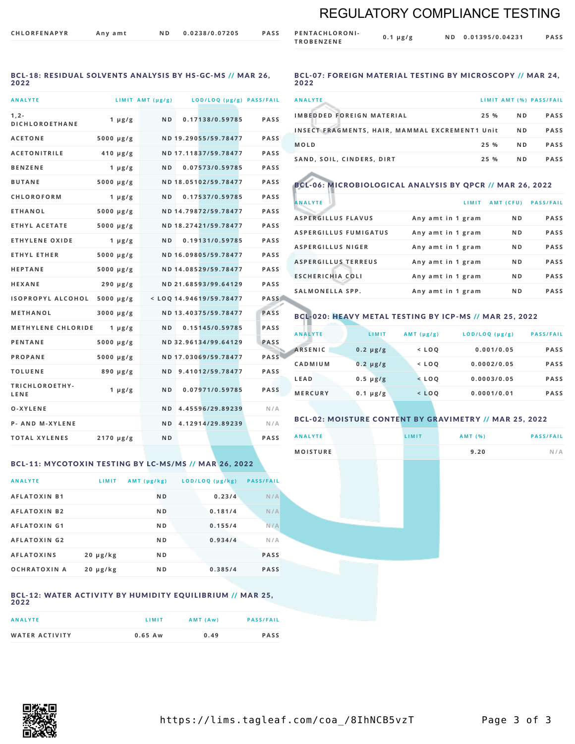# REGULATORY COMPLIANCE TESTING

| | | | | |
|---|---|---|---|---|
| CHLORFENAPYR | Any amt | ND | 0.0238/0.07205 | PASS |
| PENTACHLORONITROBENZENE | 0.1 µg/g | ND | 0.01395/0.04231 | PASS |

## BCL-18: RESIDUAL SOLVENTS ANALYSIS BY HS-GC-MS // MAR 26, 2022

| ANALYTE | LIMIT | AMT (µg/g) | LOD/LOQ (µg/g) | PASS/FAIL |
|---|---|---|---|---|
| 1,2-DICHLOROETHANE | 1 µg/g | ND | 0.17138/0.59785 | PASS |
| ACETONE | 5000 µg/g | ND | 19.29055/59.78477 | PASS |
| ACETONITRILE | 410 µg/g | ND | 17.11837/59.78477 | PASS |
| BENZENE | 1 µg/g | ND | 0.07573/0.59785 | PASS |
| BUTANE | 5000 µg/g | ND | 18.05102/59.78477 | PASS |
| CHLOROFORM | 1 µg/g | ND | 0.17537/0.59785 | PASS |
| ETHANOL | 5000 µg/g | ND | 14.79872/59.78477 | PASS |
| ETHYL ACETATE | 5000 µg/g | ND | 18.27421/59.78477 | PASS |
| ETHYLENE OXIDE | 1 µg/g | ND | 0.19131/0.59785 | PASS |
| ETHYL ETHER | 5000 µg/g | ND | 16.09805/59.78477 | PASS |
| HEPTANE | 5000 µg/g | ND | 14.08529/59.78477 | PASS |
| HEXANE | 290 µg/g | ND | 21.68593/99.64129 | PASS |
| ISOPROPYL ALCOHOL | 5000 µg/g | < LOQ | 14.94619/59.78477 | PASS |
| METHANOL | 3000 µg/g | ND | 13.40375/59.78477 | PASS |
| METHYLENE CHLORIDE | 1 µg/g | ND | 0.15145/0.59785 | PASS |
| PENTANE | 5000 µg/g | ND | 32.96134/99.64129 | PASS |
| PROPANE | 5000 µg/g | ND | 17.03069/59.78477 | PASS |
| TOLUENE | 890 µg/g | ND | 9.41012/59.78477 | PASS |
| TRICHLOROETHYLENE | 1 µg/g | ND | 0.07971/0.59785 | PASS |
| O-XYLENE | | ND | 4.45596/29.89239 | N/A |
| P- AND M-XYLENE | | ND | 4.12914/29.89239 | N/A |
| TOTAL XYLENES | 2170 µg/g | ND | | PASS |

## BCL-11: MYCOTOXIN TESTING BY LC-MS/MS // MAR 26, 2022

| ANALYTE | LIMIT | AMT (µg/kg) | LOD/LOQ (µg/kg) | PASS/FAIL |
|---|---|---|---|---|
| AFLATOXIN B1 | | ND | 0.23/4 | N/A |
| AFLATOXIN B2 | | ND | 0.181/4 | N/A |
| AFLATOXIN G1 | | ND | 0.155/4 | N/A |
| AFLATOXIN G2 | | ND | 0.934/4 | N/A |
| AFLATOXINS | 20 µg/kg | ND | | PASS |
| OCHRATOXIN A | 20 µg/kg | ND | 0.385/4 | PASS |

## BCL-12: WATER ACTIVITY BY HUMIDITY EQUILIBRIUM // MAR 25, 2022

| ANALYTE | LIMIT | AMT (Aw) | PASS/FAIL |
|---|---|---|---|
| WATER ACTIVITY | 0.65 Aw | 0.49 | PASS |

## BCL-07: FOREIGN MATERIAL TESTING BY MICROSCOPY // MAR 24, 2022

| ANALYTE | LIMIT | AMT (%) | PASS/FAIL |
|---|---|---|---|
| IMBEDDED FOREIGN MATERIAL | 25 % | ND | PASS |
| INSECT FRAGMENTS, HAIR, MAMMAL EXCREMENT | 1 Unit | ND | PASS |
| MOLD | 25 % | ND | PASS |
| SAND, SOIL, CINDERS, DIRT | 25 % | ND | PASS |

## BCL-06: MICROBIOLOGICAL ANALYSIS BY QPCR // MAR 26, 2022

| ANALYTE | LIMIT | AMT (CFU) | PASS/FAIL |
|---|---|---|---|
| ASPERGILLUS FLAVUS | Any amt in 1 gram | ND | PASS |
| ASPERGILLUS FUMIGATUS | Any amt in 1 gram | ND | PASS |
| ASPERGILLUS NIGER | Any amt in 1 gram | ND | PASS |
| ASPERGILLUS TERREUS | Any amt in 1 gram | ND | PASS |
| ESCHERICHIA COLI | Any amt in 1 gram | ND | PASS |
| SALMONELLA SPP. | Any amt in 1 gram | ND | PASS |

## BCL-020: HEAVY METAL TESTING BY ICP-MS // MAR 25, 2022

| ANALYTE | LIMIT | AMT (µg/g) | LOD/LOQ (µg/g) | PASS/FAIL |
|---|---|---|---|---|
| ARSENIC | 0.2 µg/g | < LOQ | 0.001/0.05 | PASS |
| CADMIUM | 0.2 µg/g | < LOQ | 0.0002/0.05 | PASS |
| LEAD | 0.5 µg/g | < LOQ | 0.0003/0.05 | PASS |
| MERCURY | 0.1 µg/g | < LOQ | 0.0001/0.01 | PASS |

## BCL-02: MOISTURE CONTENT BY GRAVIMETRY // MAR 25, 2022

| ANALYTE | LIMIT | AMT (%) | PASS/FAIL |
|---|---|---|---|
| MOISTURE | | 9.20 | N/A |

https://lims.tagleaf.com/coa_/8IhNCB5vzT